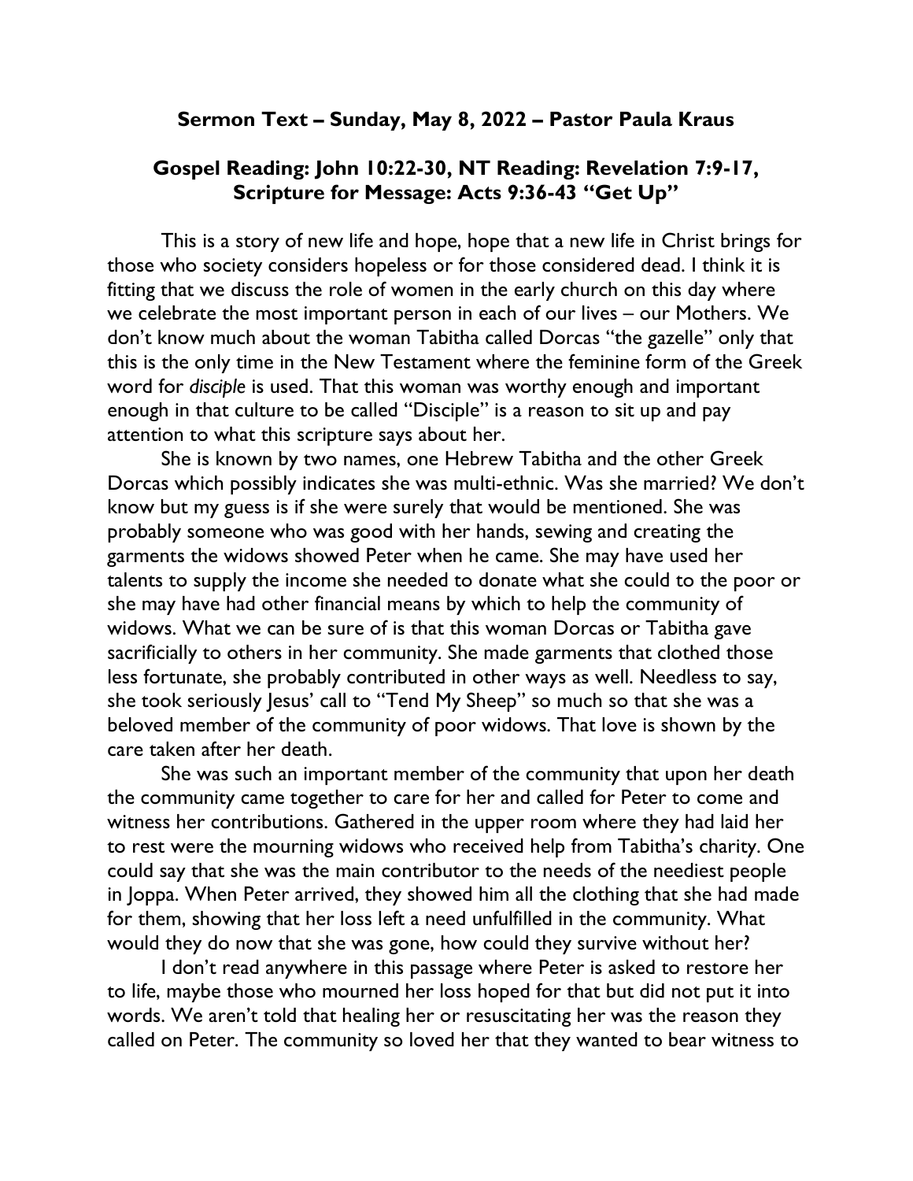## Sermon Text – Sunday, May 8, 2022 – Pastor Paula Kraus

## Gospel Reading: John 10:22-30, NT Reading: Revelation 7:9-17, Scripture for Message: Acts 9:36-43 "Get Up"

This is a story of new life and hope, hope that a new life in Christ brings for those who society considers hopeless or for those considered dead. I think it is fitting that we discuss the role of women in the early church on this day where we celebrate the most important person in each of our lives – our Mothers. We don't know much about the woman Tabitha called Dorcas "the gazelle" only that this is the only time in the New Testament where the feminine form of the Greek word for *disciple* is used. That this woman was worthy enough and important enough in that culture to be called "Disciple" is a reason to sit up and pay attention to what this scripture says about her.

She is known by two names, one Hebrew Tabitha and the other Greek Dorcas which possibly indicates she was multi-ethnic. Was she married? We don't know but my guess is if she were surely that would be mentioned. She was probably someone who was good with her hands, sewing and creating the garments the widows showed Peter when he came. She may have used her talents to supply the income she needed to donate what she could to the poor or she may have had other financial means by which to help the community of widows. What we can be sure of is that this woman Dorcas or Tabitha gave sacrificially to others in her community. She made garments that clothed those less fortunate, she probably contributed in other ways as well. Needless to say, she took seriously Jesus' call to "Tend My Sheep" so much so that she was a beloved member of the community of poor widows. That love is shown by the care taken after her death.

She was such an important member of the community that upon her death the community came together to care for her and called for Peter to come and witness her contributions. Gathered in the upper room where they had laid her to rest were the mourning widows who received help from Tabitha's charity. One could say that she was the main contributor to the needs of the neediest people in Joppa. When Peter arrived, they showed him all the clothing that she had made for them, showing that her loss left a need unfulfilled in the community. What would they do now that she was gone, how could they survive without her?

I don't read anywhere in this passage where Peter is asked to restore her to life, maybe those who mourned her loss hoped for that but did not put it into words. We aren't told that healing her or resuscitating her was the reason they called on Peter. The community so loved her that they wanted to bear witness to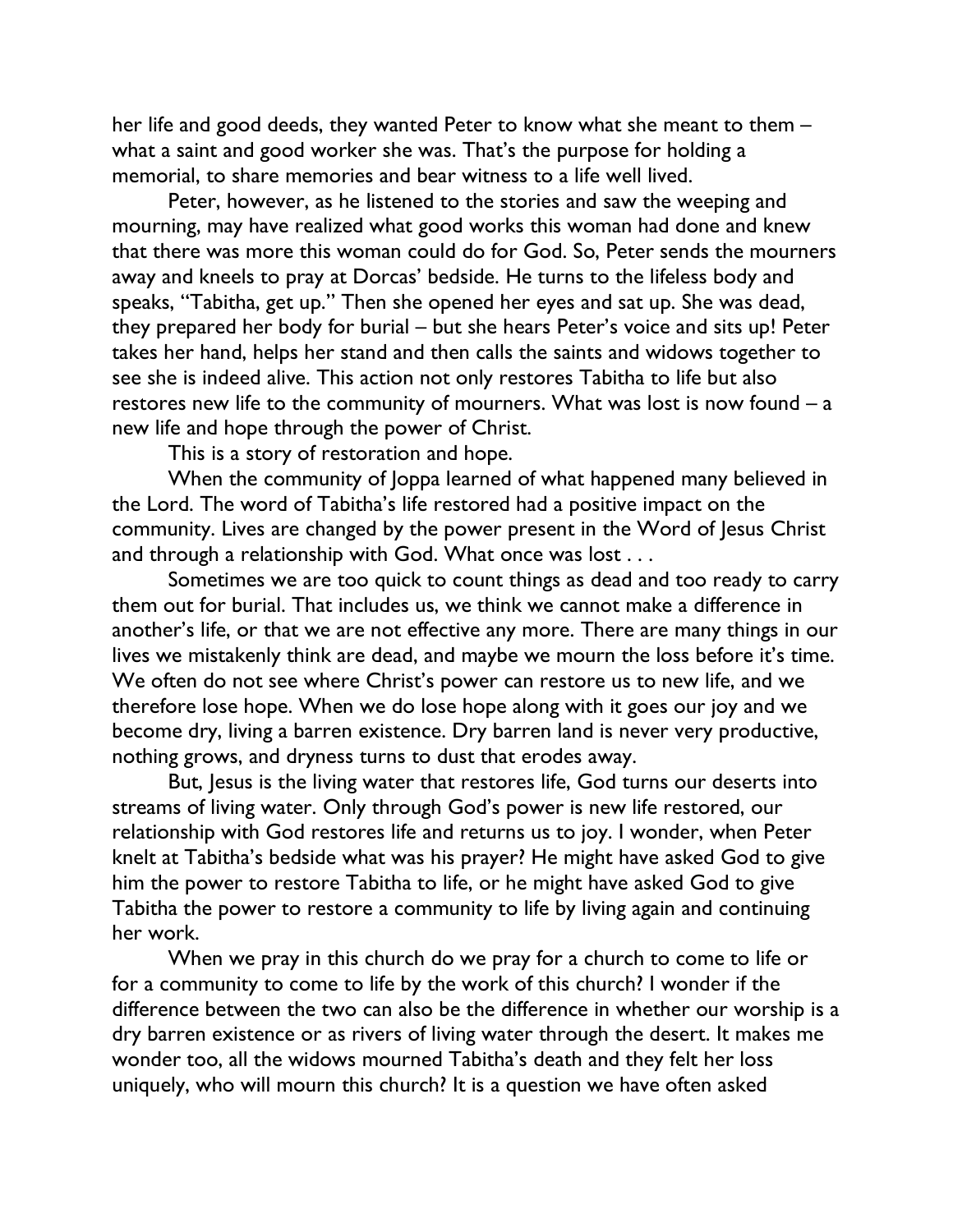her life and good deeds, they wanted Peter to know what she meant to them – what a saint and good worker she was. That's the purpose for holding a memorial, to share memories and bear witness to a life well lived.

Peter, however, as he listened to the stories and saw the weeping and mourning, may have realized what good works this woman had done and knew that there was more this woman could do for God. So, Peter sends the mourners away and kneels to pray at Dorcas' bedside. He turns to the lifeless body and speaks, "Tabitha, get up." Then she opened her eyes and sat up. She was dead, they prepared her body for burial – but she hears Peter's voice and sits up! Peter takes her hand, helps her stand and then calls the saints and widows together to see she is indeed alive. This action not only restores Tabitha to life but also restores new life to the community of mourners. What was lost is now found – a new life and hope through the power of Christ.

This is a story of restoration and hope.

When the community of Joppa learned of what happened many believed in the Lord. The word of Tabitha's life restored had a positive impact on the community. Lives are changed by the power present in the Word of Jesus Christ and through a relationship with God. What once was lost . . .

Sometimes we are too quick to count things as dead and too ready to carry them out for burial. That includes us, we think we cannot make a difference in another's life, or that we are not effective any more. There are many things in our lives we mistakenly think are dead, and maybe we mourn the loss before it's time. We often do not see where Christ's power can restore us to new life, and we therefore lose hope. When we do lose hope along with it goes our joy and we become dry, living a barren existence. Dry barren land is never very productive, nothing grows, and dryness turns to dust that erodes away.

But, Jesus is the living water that restores life, God turns our deserts into streams of living water. Only through God's power is new life restored, our relationship with God restores life and returns us to joy. I wonder, when Peter knelt at Tabitha's bedside what was his prayer? He might have asked God to give him the power to restore Tabitha to life, or he might have asked God to give Tabitha the power to restore a community to life by living again and continuing her work.

When we pray in this church do we pray for a church to come to life or for a community to come to life by the work of this church? I wonder if the difference between the two can also be the difference in whether our worship is a dry barren existence or as rivers of living water through the desert. It makes me wonder too, all the widows mourned Tabitha's death and they felt her loss uniquely, who will mourn this church? It is a question we have often asked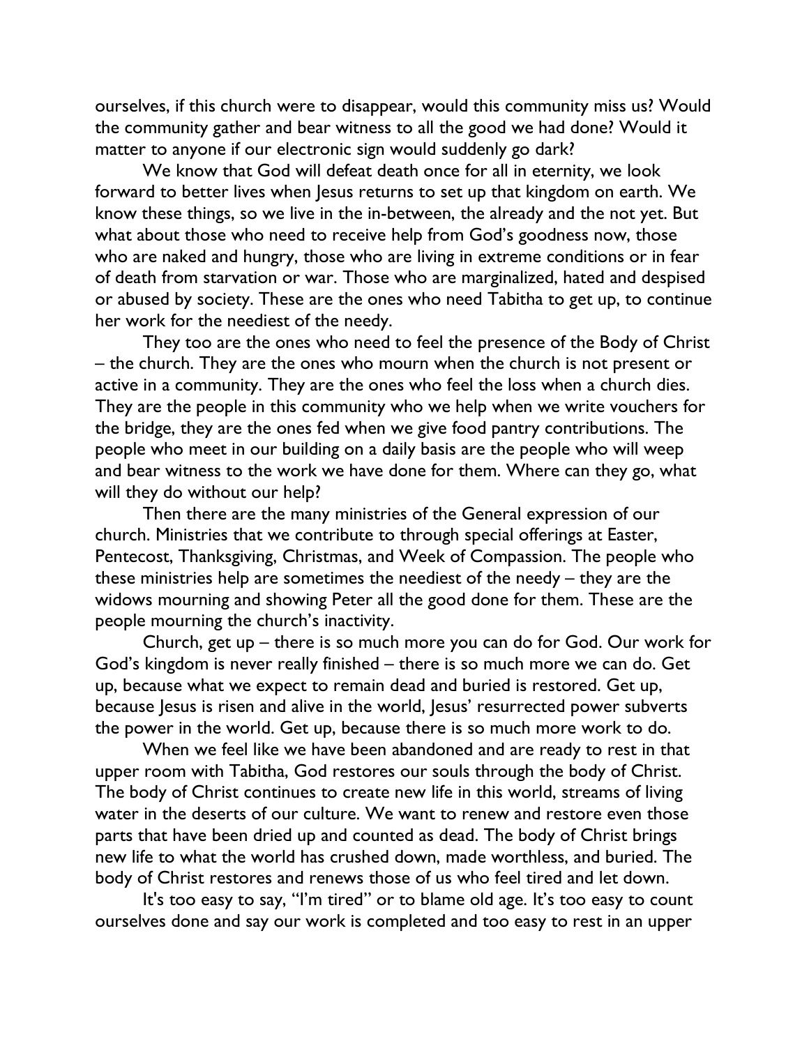ourselves, if this church were to disappear, would this community miss us? Would the community gather and bear witness to all the good we had done? Would it matter to anyone if our electronic sign would suddenly go dark?

We know that God will defeat death once for all in eternity, we look forward to better lives when Jesus returns to set up that kingdom on earth. We know these things, so we live in the in-between, the already and the not yet. But what about those who need to receive help from God's goodness now, those who are naked and hungry, those who are living in extreme conditions or in fear of death from starvation or war. Those who are marginalized, hated and despised or abused by society. These are the ones who need Tabitha to get up, to continue her work for the neediest of the needy.

They too are the ones who need to feel the presence of the Body of Christ – the church. They are the ones who mourn when the church is not present or active in a community. They are the ones who feel the loss when a church dies. They are the people in this community who we help when we write vouchers for the bridge, they are the ones fed when we give food pantry contributions. The people who meet in our building on a daily basis are the people who will weep and bear witness to the work we have done for them. Where can they go, what will they do without our help?

Then there are the many ministries of the General expression of our church. Ministries that we contribute to through special offerings at Easter, Pentecost, Thanksgiving, Christmas, and Week of Compassion. The people who these ministries help are sometimes the neediest of the needy – they are the widows mourning and showing Peter all the good done for them. These are the people mourning the church's inactivity.

Church, get up – there is so much more you can do for God. Our work for God's kingdom is never really finished – there is so much more we can do. Get up, because what we expect to remain dead and buried is restored. Get up, because Jesus is risen and alive in the world, Jesus' resurrected power subverts the power in the world. Get up, because there is so much more work to do.

When we feel like we have been abandoned and are ready to rest in that upper room with Tabitha, God restores our souls through the body of Christ. The body of Christ continues to create new life in this world, streams of living water in the deserts of our culture. We want to renew and restore even those parts that have been dried up and counted as dead. The body of Christ brings new life to what the world has crushed down, made worthless, and buried. The body of Christ restores and renews those of us who feel tired and let down.

It's too easy to say, "I'm tired" or to blame old age. It's too easy to count ourselves done and say our work is completed and too easy to rest in an upper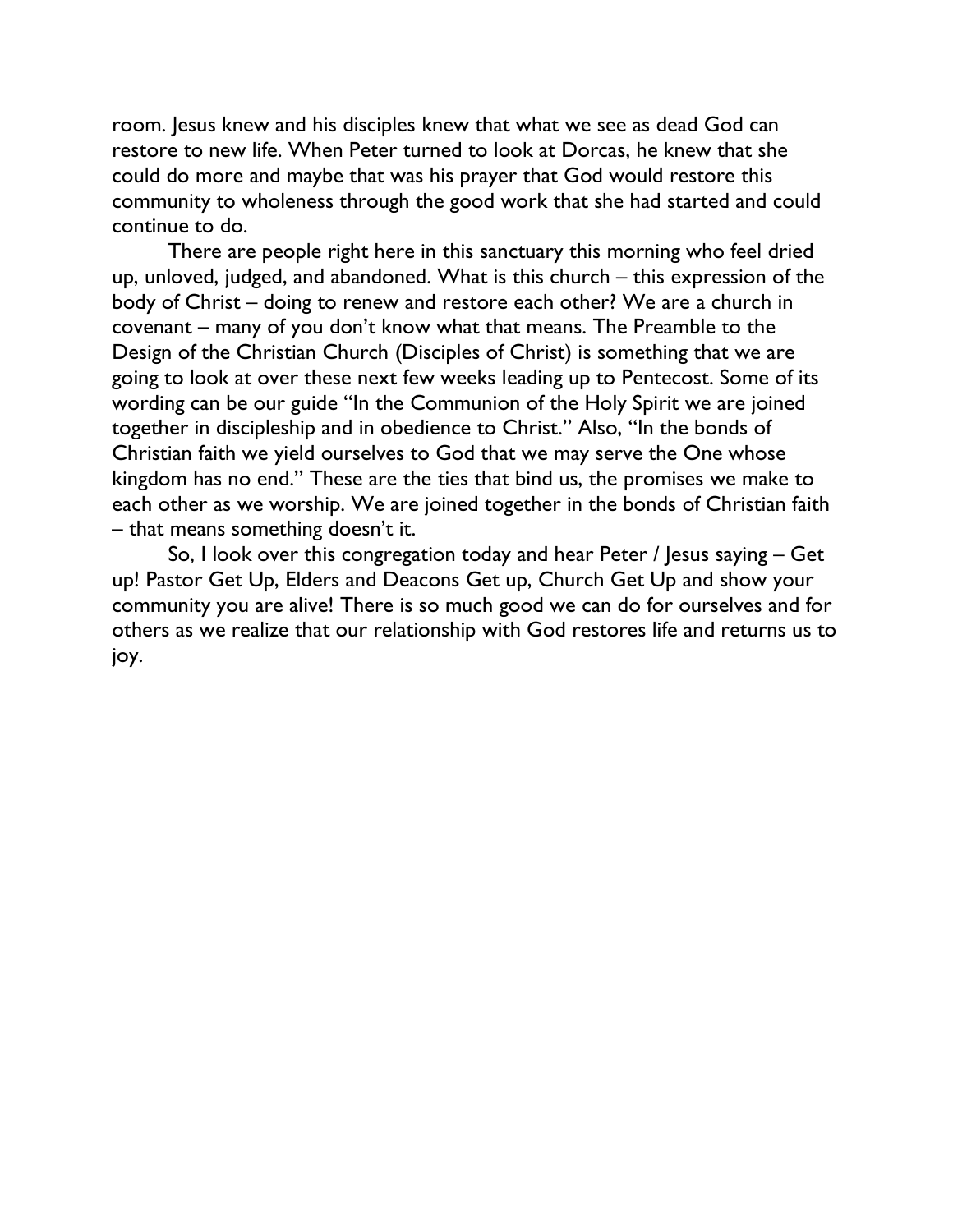room. Jesus knew and his disciples knew that what we see as dead God can restore to new life. When Peter turned to look at Dorcas, he knew that she could do more and maybe that was his prayer that God would restore this community to wholeness through the good work that she had started and could continue to do.

There are people right here in this sanctuary this morning who feel dried up, unloved, judged, and abandoned. What is this church – this expression of the body of Christ – doing to renew and restore each other? We are a church in covenant – many of you don't know what that means. The Preamble to the Design of the Christian Church (Disciples of Christ) is something that we are going to look at over these next few weeks leading up to Pentecost. Some of its wording can be our guide "In the Communion of the Holy Spirit we are joined together in discipleship and in obedience to Christ." Also, "In the bonds of Christian faith we yield ourselves to God that we may serve the One whose kingdom has no end." These are the ties that bind us, the promises we make to each other as we worship. We are joined together in the bonds of Christian faith – that means something doesn't it.

So, I look over this congregation today and hear Peter / Jesus saying – Get up! Pastor Get Up, Elders and Deacons Get up, Church Get Up and show your community you are alive! There is so much good we can do for ourselves and for others as we realize that our relationship with God restores life and returns us to joy.